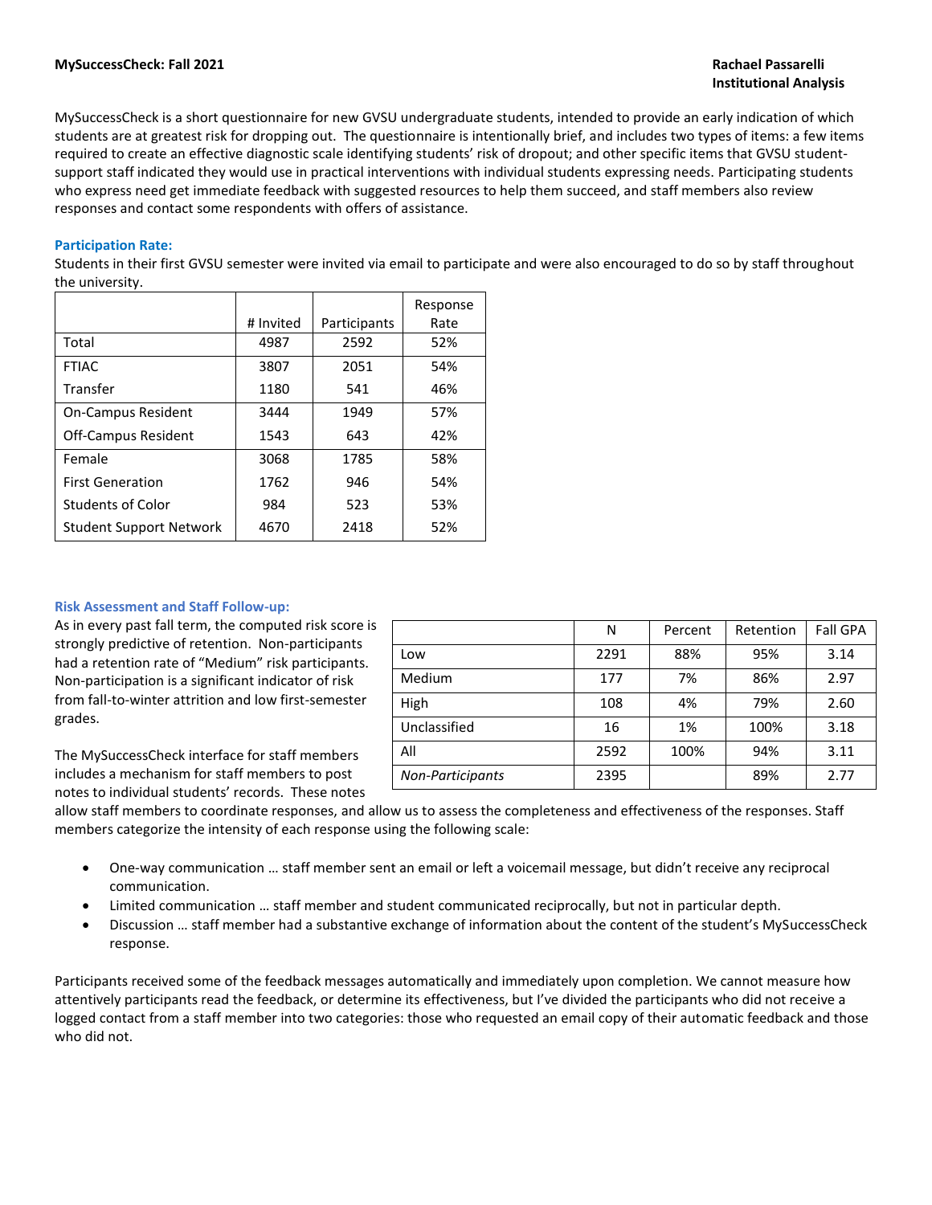**MySuccessCheck: Fall 2021**

**Rachael Passarelli**
**Institutional Analysis**

MySuccessCheck is a short questionnaire for new GVSU undergraduate students, intended to provide an early indication of which students are at greatest risk for dropping out. The questionnaire is intentionally brief, and includes two types of items: a few items required to create an effective diagnostic scale identifying students' risk of dropout; and other specific items that GVSU student-support staff indicated they would use in practical interventions with individual students expressing needs. Participating students who express need get immediate feedback with suggested resources to help them succeed, and staff members also review responses and contact some respondents with offers of assistance.

### Participation Rate:

Students in their first GVSU semester were invited via email to participate and were also encouraged to do so by staff throughout the university.

| | # Invited | Participants | Response Rate |
|---|---|---|---|
| Total | 4987 | 2592 | 52% |
| FTIAC | 3807 | 2051 | 54% |
| Transfer | 1180 | 541 | 46% |
| On-Campus Resident | 3444 | 1949 | 57% |
| Off-Campus Resident | 1543 | 643 | 42% |
| Female | 3068 | 1785 | 58% |
| First Generation | 1762 | 946 | 54% |
| Students of Color | 984 | 523 | 53% |
| Student Support Network | 4670 | 2418 | 52% |

### Risk Assessment and Staff Follow-up:

As in every past fall term, the computed risk score is strongly predictive of retention. Non-participants had a retention rate of "Medium" risk participants. Non-participation is a significant indicator of risk from fall-to-winter attrition and low first-semester grades.

| | N | Percent | Retention | Fall GPA |
|---|---|---|---|---|
| Low | 2291 | 88% | 95% | 3.14 |
| Medium | 177 | 7% | 86% | 2.97 |
| High | 108 | 4% | 79% | 2.60 |
| Unclassified | 16 | 1% | 100% | 3.18 |
| All | 2592 | 100% | 94% | 3.11 |
| *Non-Participants* | 2395 | | 89% | 2.77 |

The MySuccessCheck interface for staff members includes a mechanism for staff members to post notes to individual students' records. These notes allow staff members to coordinate responses, and allow us to assess the completeness and effectiveness of the responses. Staff members categorize the intensity of each response using the following scale:

- One-way communication … staff member sent an email or left a voicemail message, but didn't receive any reciprocal communication.
- Limited communication … staff member and student communicated reciprocally, but not in particular depth.
- Discussion … staff member had a substantive exchange of information about the content of the student's MySuccessCheck response.

Participants received some of the feedback messages automatically and immediately upon completion. We cannot measure how attentively participants read the feedback, or determine its effectiveness, but I've divided the participants who did not receive a logged contact from a staff member into two categories: those who requested an email copy of their automatic feedback and those who did not.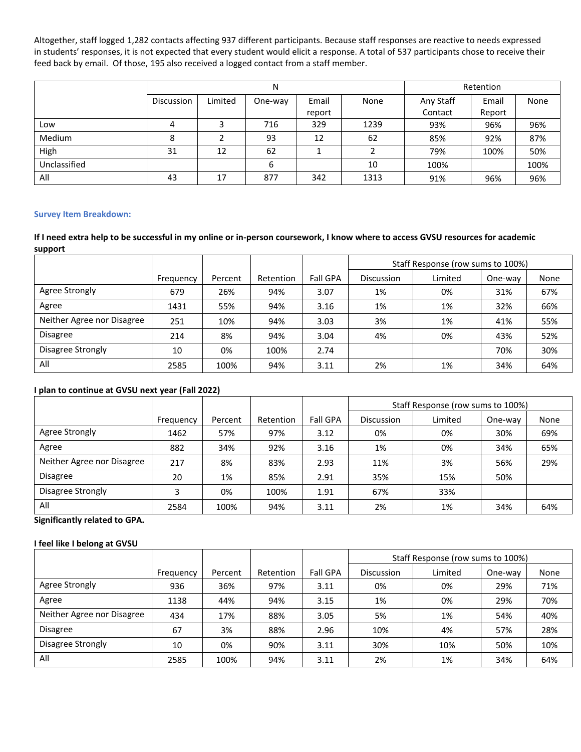Altogether, staff logged 1,282 contacts affecting 937 different participants. Because staff responses are reactive to needs expressed in students' responses, it is not expected that every student would elicit a response. A total of 537 participants chose to receive their feed back by email. Of those, 195 also received a logged contact from a staff member.

| | N | | | | | Retention | | |
|---|---|---|---|---|---|---|---|---|
| | Discussion | Limited | One-way | Email report | None | Any Staff Contact | Email Report | None |
| Low | 4 | 3 | 716 | 329 | 1239 | 93% | 96% | 96% |
| Medium | 8 | 2 | 93 | 12 | 62 | 85% | 92% | 87% |
| High | 31 | 12 | 62 | 1 | 2 | 79% | 100% | 50% |
| Unclassified | | | 6 | | 10 | 100% | | 100% |
| All | 43 | 17 | 877 | 342 | 1313 | 91% | 96% | 96% |

### Survey Item Breakdown:

**If I need extra help to be successful in my online or in-person coursework, I know where to access GVSU resources for academic support**

| | Frequency | Percent | Retention | Fall GPA | Staff Response (row sums to 100%) | | | |
|---|---|---|---|---|---|---|---|---|
| | | | | | Discussion | Limited | One-way | None |
| Agree Strongly | 679 | 26% | 94% | 3.07 | 1% | 0% | 31% | 67% |
| Agree | 1431 | 55% | 94% | 3.16 | 1% | 1% | 32% | 66% |
| Neither Agree nor Disagree | 251 | 10% | 94% | 3.03 | 3% | 1% | 41% | 55% |
| Disagree | 214 | 8% | 94% | 3.04 | 4% | 0% | 43% | 52% |
| Disagree Strongly | 10 | 0% | 100% | 2.74 | | | 70% | 30% |
| All | 2585 | 100% | 94% | 3.11 | 2% | 1% | 34% | 64% |

**I plan to continue at GVSU next year (Fall 2022)**

| | Frequency | Percent | Retention | Fall GPA | Staff Response (row sums to 100%) | | | |
|---|---|---|---|---|---|---|---|---|
| | | | | | Discussion | Limited | One-way | None |
| Agree Strongly | 1462 | 57% | 97% | 3.12 | 0% | 0% | 30% | 69% |
| Agree | 882 | 34% | 92% | 3.16 | 1% | 0% | 34% | 65% |
| Neither Agree nor Disagree | 217 | 8% | 83% | 2.93 | 11% | 3% | 56% | 29% |
| Disagree | 20 | 1% | 85% | 2.91 | 35% | 15% | 50% | |
| Disagree Strongly | 3 | 0% | 100% | 1.91 | 67% | 33% | | |
| All | 2584 | 100% | 94% | 3.11 | 2% | 1% | 34% | 64% |

**Significantly related to GPA.**

**I feel like I belong at GVSU**

| | Frequency | Percent | Retention | Fall GPA | Staff Response (row sums to 100%) | | | |
|---|---|---|---|---|---|---|---|---|
| | | | | | Discussion | Limited | One-way | None |
| Agree Strongly | 936 | 36% | 97% | 3.11 | 0% | 0% | 29% | 71% |
| Agree | 1138 | 44% | 94% | 3.15 | 1% | 0% | 29% | 70% |
| Neither Agree nor Disagree | 434 | 17% | 88% | 3.05 | 5% | 1% | 54% | 40% |
| Disagree | 67 | 3% | 88% | 2.96 | 10% | 4% | 57% | 28% |
| Disagree Strongly | 10 | 0% | 90% | 3.11 | 30% | 10% | 50% | 10% |
| All | 2585 | 100% | 94% | 3.11 | 2% | 1% | 34% | 64% |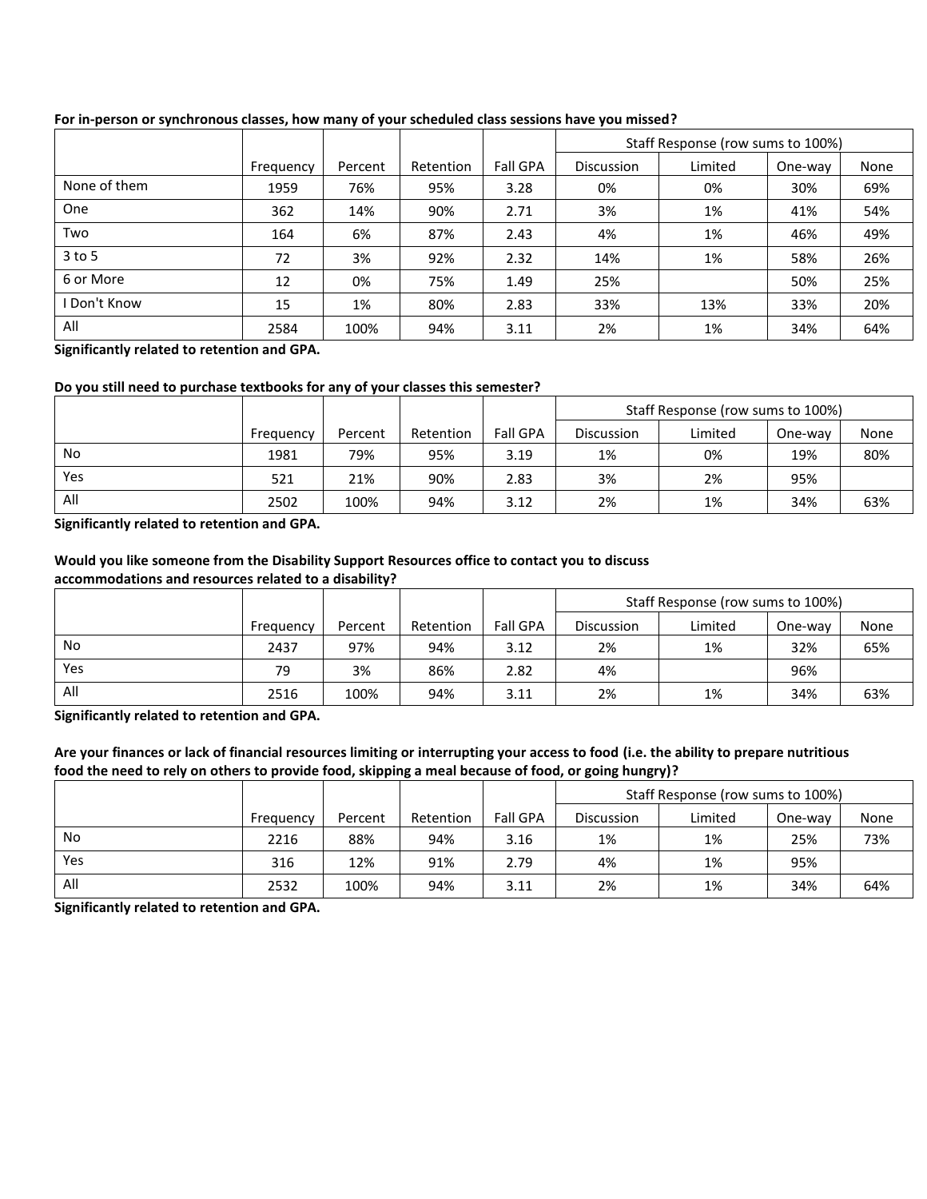**For in-person or synchronous classes, how many of your scheduled class sessions have you missed?**

| | | | | | Staff Response (row sums to 100%) | | | |
|---|---|---|---|---|---|---|---|---|
| | Frequency | Percent | Retention | Fall GPA | Discussion | Limited | One-way | None |
| None of them | 1959 | 76% | 95% | 3.28 | 0% | 0% | 30% | 69% |
| One | 362 | 14% | 90% | 2.71 | 3% | 1% | 41% | 54% |
| Two | 164 | 6% | 87% | 2.43 | 4% | 1% | 46% | 49% |
| 3 to 5 | 72 | 3% | 92% | 2.32 | 14% | 1% | 58% | 26% |
| 6 or More | 12 | 0% | 75% | 1.49 | 25% | | 50% | 25% |
| I Don't Know | 15 | 1% | 80% | 2.83 | 33% | 13% | 33% | 20% |
| All | 2584 | 100% | 94% | 3.11 | 2% | 1% | 34% | 64% |

**Significantly related to retention and GPA.**

**Do you still need to purchase textbooks for any of your classes this semester?**

| | | | | | Staff Response (row sums to 100%) | | | |
|---|---|---|---|---|---|---|---|---|
| | Frequency | Percent | Retention | Fall GPA | Discussion | Limited | One-way | None |
| No | 1981 | 79% | 95% | 3.19 | 1% | 0% | 19% | 80% |
| Yes | 521 | 21% | 90% | 2.83 | 3% | 2% | 95% | |
| All | 2502 | 100% | 94% | 3.12 | 2% | 1% | 34% | 63% |

**Significantly related to retention and GPA.**

**Would you like someone from the Disability Support Resources office to contact you to discuss accommodations and resources related to a disability?**

| | | | | | Staff Response (row sums to 100%) | | | |
|---|---|---|---|---|---|---|---|---|
| | Frequency | Percent | Retention | Fall GPA | Discussion | Limited | One-way | None |
| No | 2437 | 97% | 94% | 3.12 | 2% | 1% | 32% | 65% |
| Yes | 79 | 3% | 86% | 2.82 | 4% | | 96% | |
| All | 2516 | 100% | 94% | 3.11 | 2% | 1% | 34% | 63% |

**Significantly related to retention and GPA.**

**Are your finances or lack of financial resources limiting or interrupting your access to food (i.e. the ability to prepare nutritious food the need to rely on others to provide food, skipping a meal because of food, or going hungry)?**

| | | | | | Staff Response (row sums to 100%) | | | |
|---|---|---|---|---|---|---|---|---|
| | Frequency | Percent | Retention | Fall GPA | Discussion | Limited | One-way | None |
| No | 2216 | 88% | 94% | 3.16 | 1% | 1% | 25% | 73% |
| Yes | 316 | 12% | 91% | 2.79 | 4% | 1% | 95% | |
| All | 2532 | 100% | 94% | 3.11 | 2% | 1% | 34% | 64% |

**Significantly related to retention and GPA.**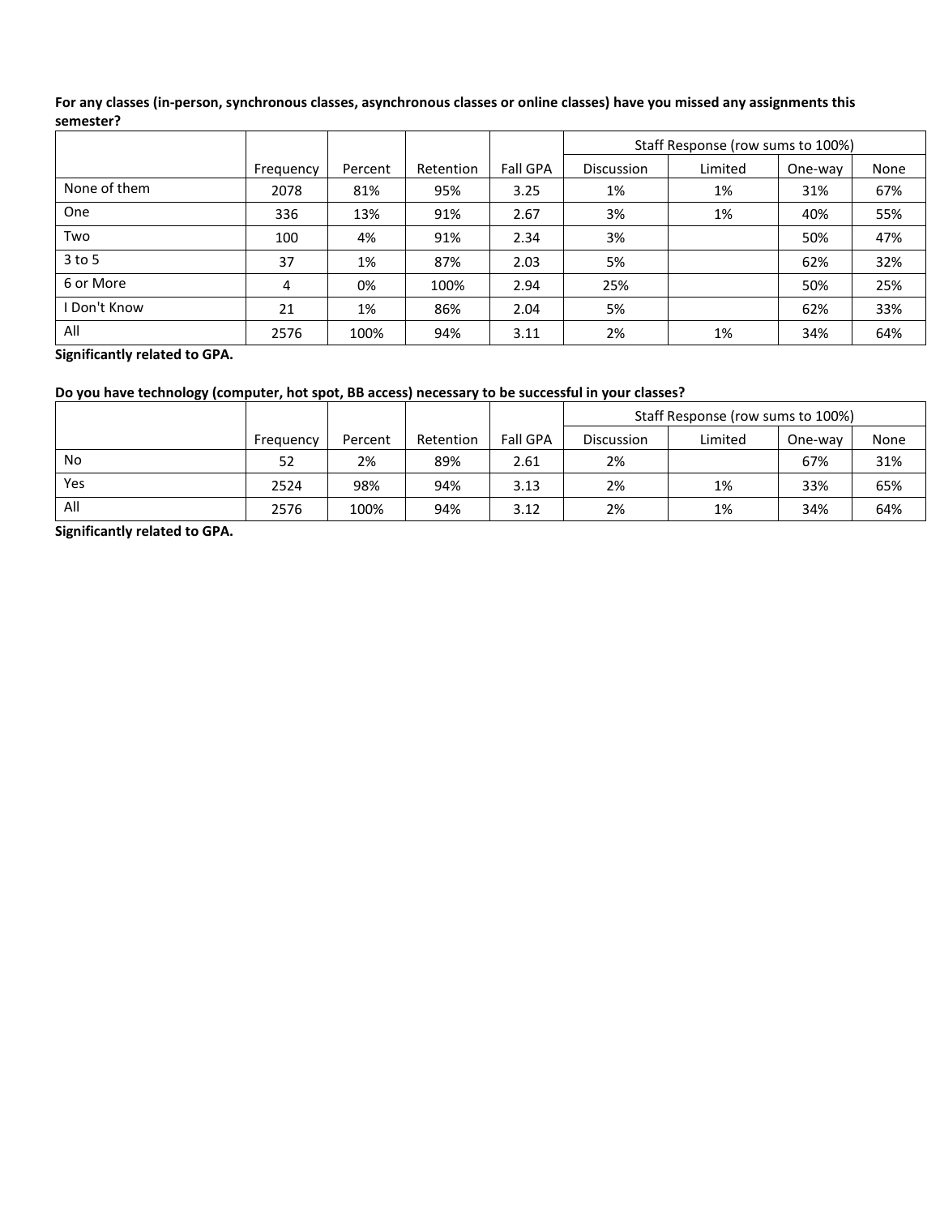**For any classes (in-person, synchronous classes, asynchronous classes or online classes) have you missed any assignments this semester?**

| | | | | | Staff Response (row sums to 100%) | | | |
|---|---|---|---|---|---|---|---|---|
| | Frequency | Percent | Retention | Fall GPA | Discussion | Limited | One-way | None |
| None of them | 2078 | 81% | 95% | 3.25 | 1% | 1% | 31% | 67% |
| One | 336 | 13% | 91% | 2.67 | 3% | 1% | 40% | 55% |
| Two | 100 | 4% | 91% | 2.34 | 3% | | 50% | 47% |
| 3 to 5 | 37 | 1% | 87% | 2.03 | 5% | | 62% | 32% |
| 6 or More | 4 | 0% | 100% | 2.94 | 25% | | 50% | 25% |
| I Don't Know | 21 | 1% | 86% | 2.04 | 5% | | 62% | 33% |
| All | 2576 | 100% | 94% | 3.11 | 2% | 1% | 34% | 64% |

**Significantly related to GPA.**

**Do you have technology (computer, hot spot, BB access) necessary to be successful in your classes?**

| | | | | | Staff Response (row sums to 100%) | | | |
|---|---|---|---|---|---|---|---|---|
| | Frequency | Percent | Retention | Fall GPA | Discussion | Limited | One-way | None |
| No | 52 | 2% | 89% | 2.61 | 2% | | 67% | 31% |
| Yes | 2524 | 98% | 94% | 3.13 | 2% | 1% | 33% | 65% |
| All | 2576 | 100% | 94% | 3.12 | 2% | 1% | 34% | 64% |

**Significantly related to GPA.**